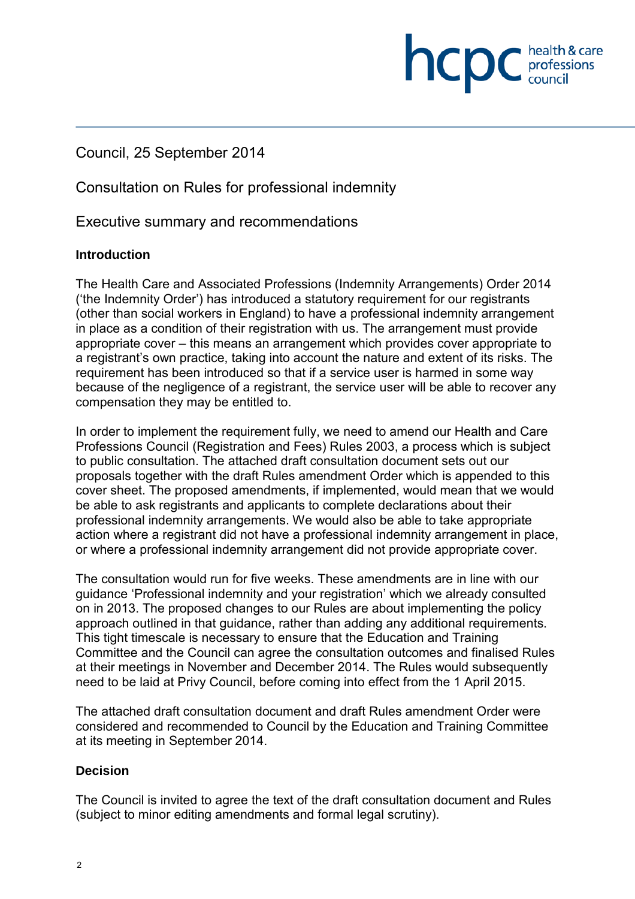Council, 25 September 2014

Consultation on Rules for professional indemnity

Executive summary and recommendations

**Introduction**

The Health Care and Associated Professions (Indemnity Arrangements) Order 2014 ('the Indemnity Order') has introduced a statutory requirement for our registrants (other than social workers in England) to have a professional indemnity arrangement in place as a condition of their registration with us. The arrangement must provide appropriate cover – this means an arrangement which provides cover appropriate to a registrant's own practice, taking into account the nature and extent of its risks. The requirement has been introduced so that if a service user is harmed in some way because of the negligence of a registrant, the service user will be able to recover any compensation they may be entitled to.

In order to implement the requirement fully, we need to amend our Health and Care Professions Council (Registration and Fees) Rules 2003, a process which is subject to public consultation. The attached draft consultation document sets out our proposals together with the draft Rules amendment Order which is appended to this cover sheet. The proposed amendments, if implemented, would mean that we would be able to ask registrants and applicants to complete declarations about their professional indemnity arrangements. We would also be able to take appropriate action where a registrant did not have a professional indemnity arrangement in place, or where a professional indemnity arrangement did not provide appropriate cover.

The consultation would run for five weeks. These amendments are in line with our guidance 'Professional indemnity and your registration' which we already consulted on in 2013. The proposed changes to our Rules are about implementing the policy approach outlined in that guidance, rather than adding any additional requirements. This tight timescale is necessary to ensure that the Education and Training Committee and the Council can agree the consultation outcomes and finalised Rules at their meetings in November and December 2014. The Rules would subsequently need to be laid at Privy Council, before coming into effect from the 1 April 2015.

The attached draft consultation document and draft Rules amendment Order were considered and recommended to Council by the Education and Training Committee at its meeting in September 2014.

**Decision**

The Council is invited to agree the text of the draft consultation document and Rules (subject to minor editing amendments and formal legal scrutiny).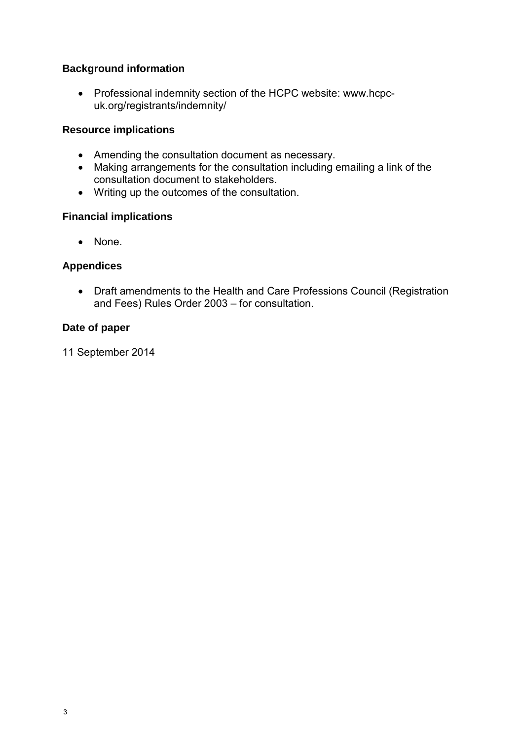## Background information

- Professional indemnity section of the HCPC website: www.hcpc-uk.org/registrants/indemnity/

## Resource implications

- Amending the consultation document as necessary.
- Making arrangements for the consultation including emailing a link of the consultation document to stakeholders.
- Writing up the outcomes of the consultation.

## Financial implications

- None.

## Appendices

- Draft amendments to the Health and Care Professions Council (Registration and Fees) Rules Order 2003 – for consultation.

## Date of paper

11 September 2014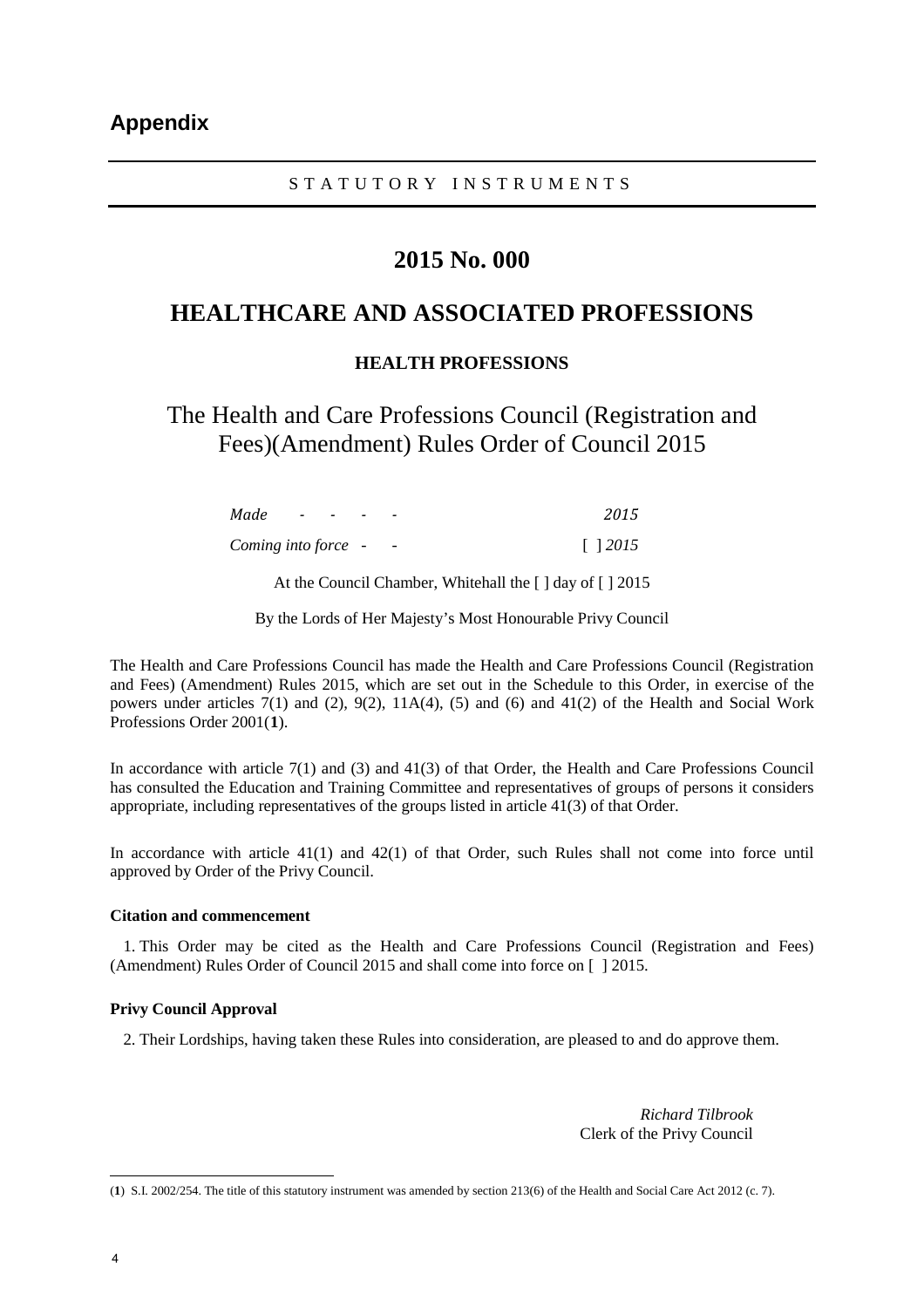## Appendix

STATUTORY INSTRUMENTS

# 2015 No. 000

# HEALTHCARE AND ASSOCIATED PROFESSIONS

### HEALTH PROFESSIONS

## The Health and Care Professions Council (Registration and Fees)(Amendment) Rules Order of Council 2015

| | |
|---|---|
| *Made - - - -* | *2015* |
| *Coming into force - -* | [ ] *2015* |

At the Council Chamber, Whitehall the [ ] day of [ ] 2015

By the Lords of Her Majesty's Most Honourable Privy Council

The Health and Care Professions Council has made the Health and Care Professions Council (Registration and Fees) (Amendment) Rules 2015, which are set out in the Schedule to this Order, in exercise of the powers under articles 7(1) and (2), 9(2), 11A(4), (5) and (6) and 41(2) of the Health and Social Work Professions Order 2001([1]).

In accordance with article 7(1) and (3) and 41(3) of that Order, the Health and Care Professions Council has consulted the Education and Training Committee and representatives of groups of persons it considers appropriate, including representatives of the groups listed in article 41(3) of that Order.

In accordance with article 41(1) and 42(1) of that Order, such Rules shall not come into force until approved by Order of the Privy Council.

**Citation and commencement**

1. This Order may be cited as the Health and Care Professions Council (Registration and Fees) (Amendment) Rules Order of Council 2015 and shall come into force on [ ] 2015.

**Privy Council Approval**

2. Their Lordships, having taken these Rules into consideration, are pleased to and do approve them.

*Richard Tilbrook*
Clerk of the Privy Council

---

([1]) S.I. 2002/254. The title of this statutory instrument was amended by section 213(6) of the Health and Social Care Act 2012 (c. 7).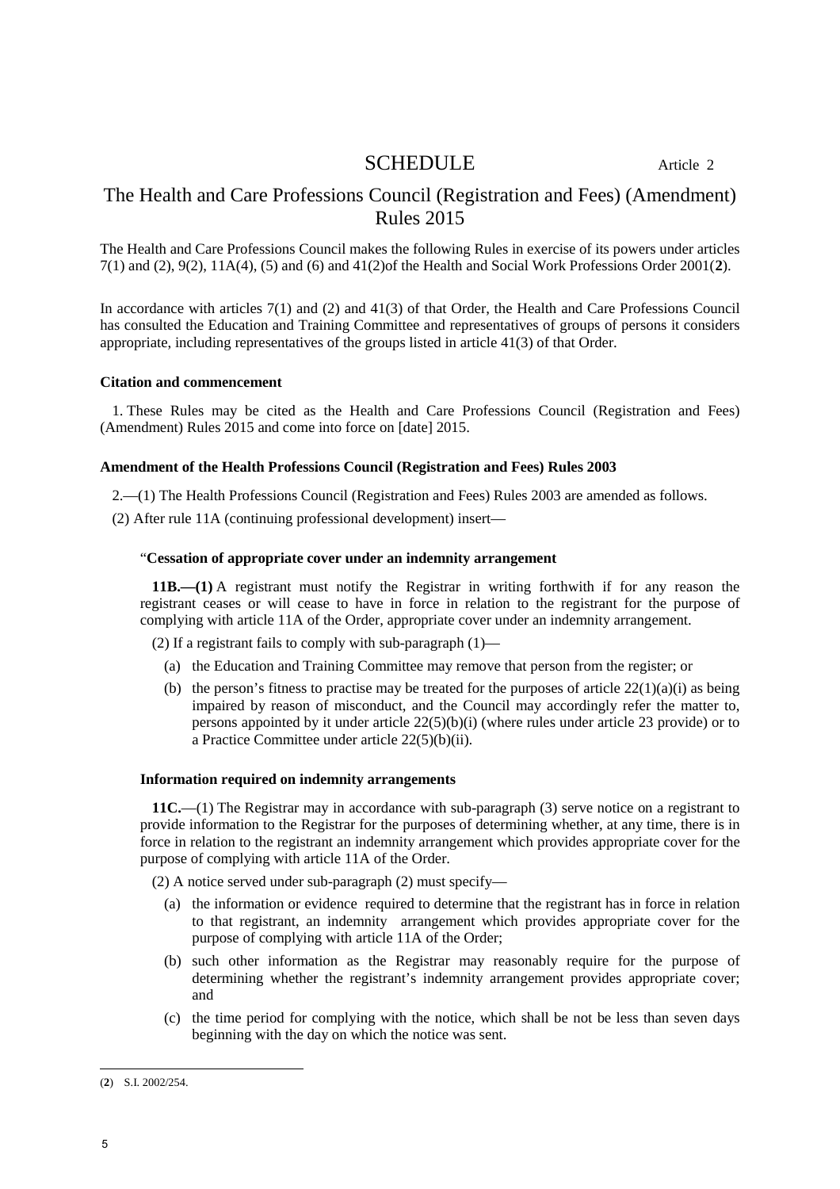# SCHEDULE

Article 2

## The Health and Care Professions Council (Registration and Fees) (Amendment) Rules 2015

The Health and Care Professions Council makes the following Rules in exercise of its powers under articles 7(1) and (2), 9(2), 11A(4), (5) and (6) and 41(2)of the Health and Social Work Professions Order 2001(**2**).

In accordance with articles 7(1) and (2) and 41(3) of that Order, the Health and Care Professions Council has consulted the Education and Training Committee and representatives of groups of persons it considers appropriate, including representatives of the groups listed in article 41(3) of that Order.

### Citation and commencement

1. These Rules may be cited as the Health and Care Professions Council (Registration and Fees) (Amendment) Rules 2015 and come into force on [date] 2015.

### Amendment of the Health Professions Council (Registration and Fees) Rules 2003

2.—(1) The Health Professions Council (Registration and Fees) Rules 2003 are amended as follows.

(2) After rule 11A (continuing professional development) insert—

"**Cessation of appropriate cover under an indemnity arrangement**

**11B.—(1)** A registrant must notify the Registrar in writing forthwith if for any reason the registrant ceases or will cease to have in force in relation to the registrant for the purpose of complying with article 11A of the Order, appropriate cover under an indemnity arrangement.

(2) If a registrant fails to comply with sub-paragraph (1)—

(a) the Education and Training Committee may remove that person from the register; or

(b) the person's fitness to practise may be treated for the purposes of article 22(1)(a)(i) as being impaired by reason of misconduct, and the Council may accordingly refer the matter to, persons appointed by it under article 22(5)(b)(i) (where rules under article 23 provide) or to a Practice Committee under article 22(5)(b)(ii).

**Information required on indemnity arrangements**

**11C.**—(1) The Registrar may in accordance with sub-paragraph (3) serve notice on a registrant to provide information to the Registrar for the purposes of determining whether, at any time, there is in force in relation to the registrant an indemnity arrangement which provides appropriate cover for the purpose of complying with article 11A of the Order.

(2) A notice served under sub-paragraph (2) must specify—

(a) the information or evidence required to determine that the registrant has in force in relation to that registrant, an indemnity arrangement which provides appropriate cover for the purpose of complying with article 11A of the Order;

(b) such other information as the Registrar may reasonably require for the purpose of determining whether the registrant's indemnity arrangement provides appropriate cover; and

(c) the time period for complying with the notice, which shall be not be less than seven days beginning with the day on which the notice was sent.

---

(**2**) S.I. 2002/254.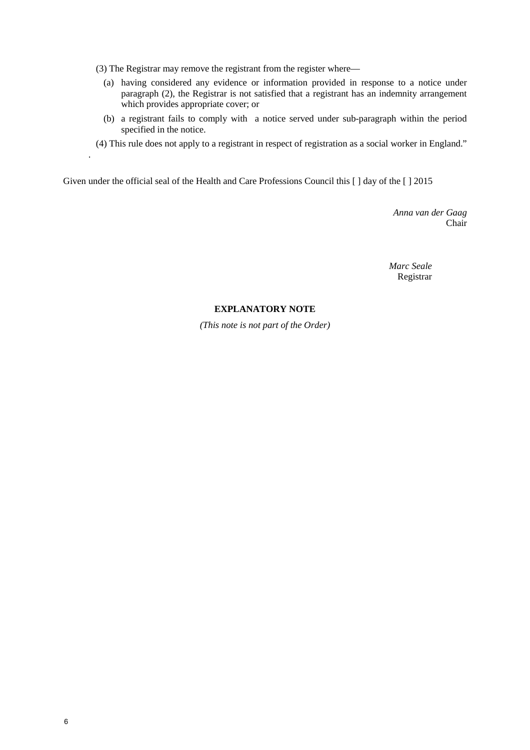(3) The Registrar may remove the registrant from the register where—

(a) having considered any evidence or information provided in response to a notice under paragraph (2), the Registrar is not satisfied that a registrant has an indemnity arrangement which provides appropriate cover; or

(b) a registrant fails to comply with a notice served under sub-paragraph within the period specified in the notice.

(4) This rule does not apply to a registrant in respect of registration as a social worker in England."

.

Given under the official seal of the Health and Care Professions Council this [ ] day of the [ ] 2015

*Anna van der Gaag*
Chair

*Marc Seale*
Registrar

**EXPLANATORY NOTE**

*(This note is not part of the Order)*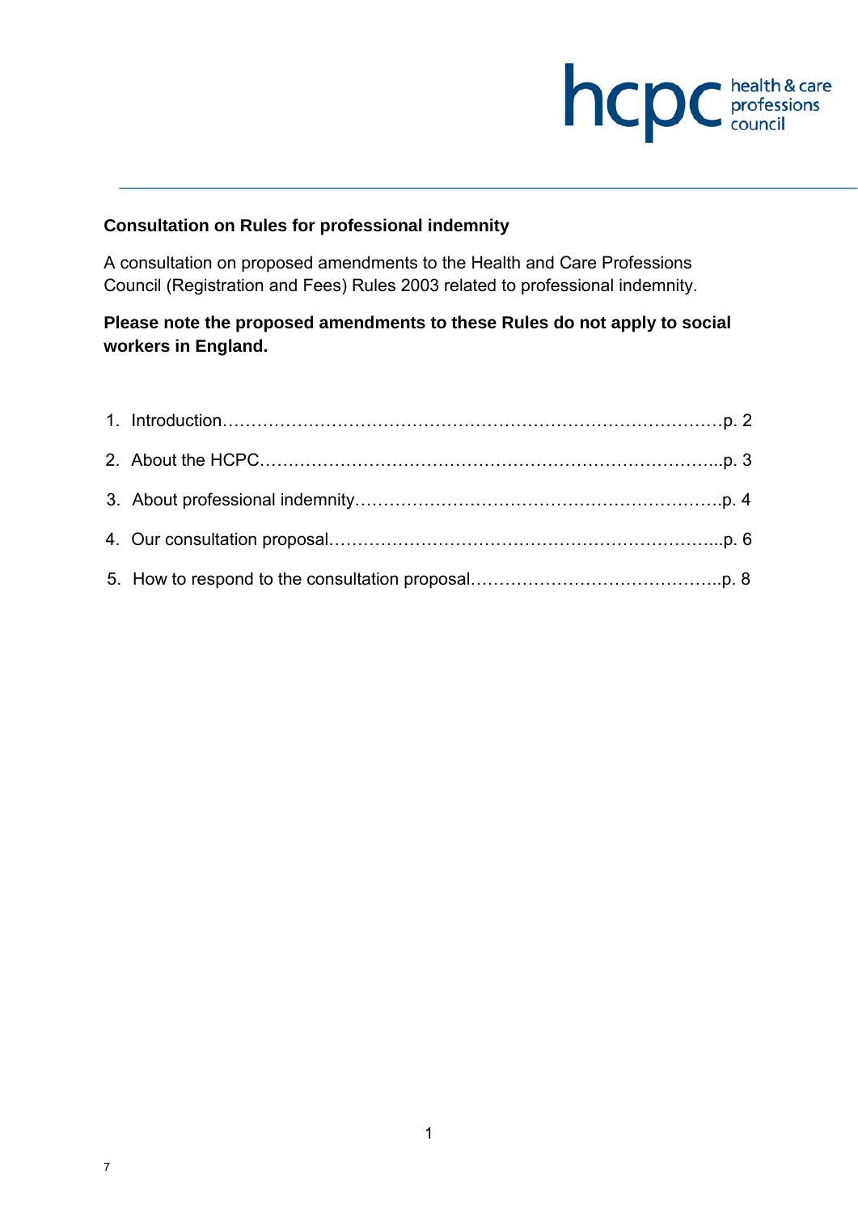hcpc health & care professions council

# Consultation on Rules for professional indemnity

A consultation on proposed amendments to the Health and Care Professions Council (Registration and Fees) Rules 2003 related to professional indemnity.

**Please note the proposed amendments to these Rules do not apply to social workers in England.**

1. Introduction……………………………………………………………………………p. 2
2. About the HCPC………………………………………………………………………...p. 3
3. About professional indemnity……………………………………………………….p. 4
4. Our consultation proposal…………………………………………………………...p. 6
5. How to respond to the consultation proposal……………………………………..p. 8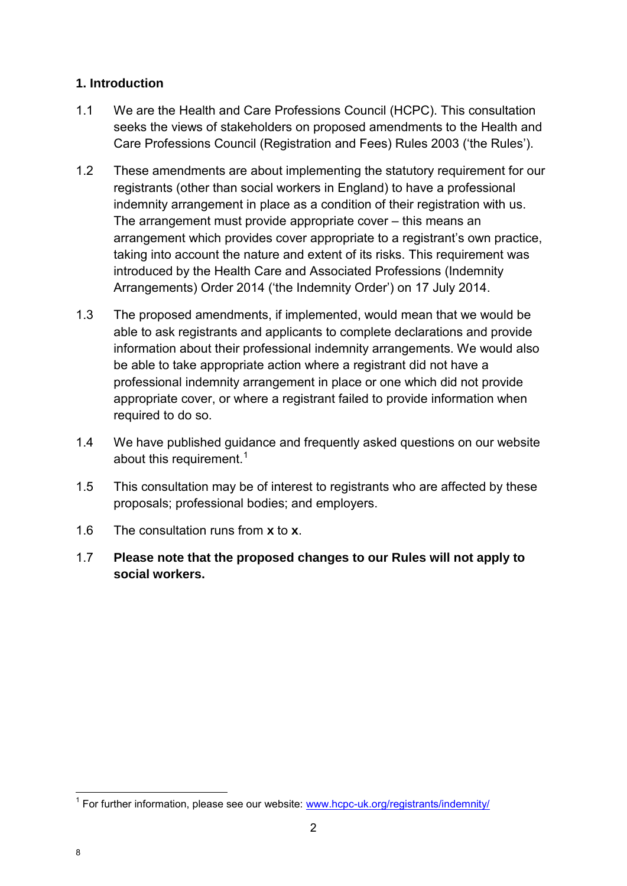## 1. Introduction

1.1 We are the Health and Care Professions Council (HCPC). This consultation seeks the views of stakeholders on proposed amendments to the Health and Care Professions Council (Registration and Fees) Rules 2003 ('the Rules').

1.2 These amendments are about implementing the statutory requirement for our registrants (other than social workers in England) to have a professional indemnity arrangement in place as a condition of their registration with us. The arrangement must provide appropriate cover – this means an arrangement which provides cover appropriate to a registrant's own practice, taking into account the nature and extent of its risks. This requirement was introduced by the Health Care and Associated Professions (Indemnity Arrangements) Order 2014 ('the Indemnity Order') on 17 July 2014.

1.3 The proposed amendments, if implemented, would mean that we would be able to ask registrants and applicants to complete declarations and provide information about their professional indemnity arrangements. We would also be able to take appropriate action where a registrant did not have a professional indemnity arrangement in place or one which did not provide appropriate cover, or where a registrant failed to provide information when required to do so.

1.4 We have published guidance and frequently asked questions on our website about this requirement.[1]

1.5 This consultation may be of interest to registrants who are affected by these proposals; professional bodies; and employers.

1.6 The consultation runs from **x** to **x**.

1.7 **Please note that the proposed changes to our Rules will not apply to social workers.**

---

[1] For further information, please see our website: www.hcpc-uk.org/registrants/indemnity/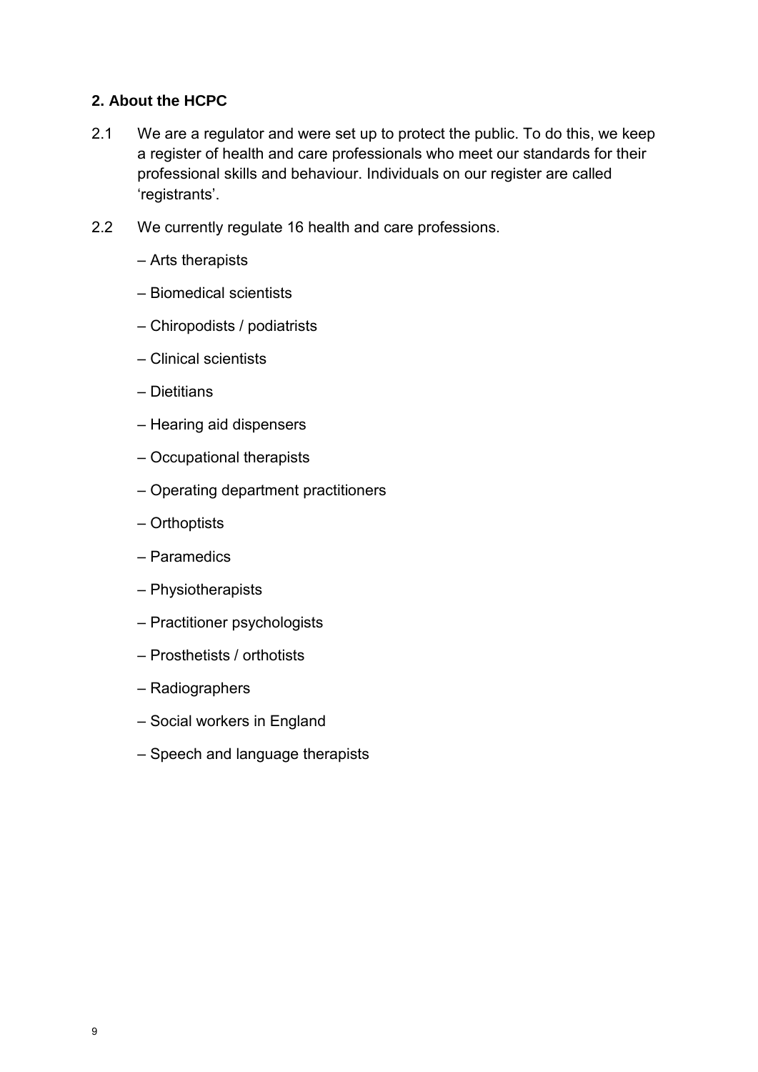## 2. About the HCPC

2.1 We are a regulator and were set up to protect the public. To do this, we keep a register of health and care professionals who meet our standards for their professional skills and behaviour. Individuals on our register are called 'registrants'.

2.2 We currently regulate 16 health and care professions.

– Arts therapists

– Biomedical scientists

– Chiropodists / podiatrists

– Clinical scientists

– Dietitians

– Hearing aid dispensers

– Occupational therapists

– Operating department practitioners

– Orthoptists

– Paramedics

– Physiotherapists

– Practitioner psychologists

– Prosthetists / orthotists

– Radiographers

– Social workers in England

– Speech and language therapists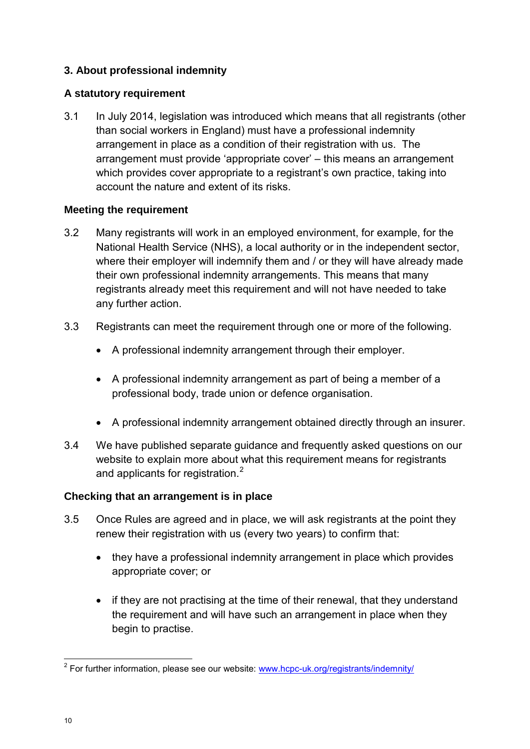## 3. About professional indemnity

### A statutory requirement

3.1 In July 2014, legislation was introduced which means that all registrants (other than social workers in England) must have a professional indemnity arrangement in place as a condition of their registration with us. The arrangement must provide 'appropriate cover' – this means an arrangement which provides cover appropriate to a registrant's own practice, taking into account the nature and extent of its risks.

### Meeting the requirement

3.2 Many registrants will work in an employed environment, for example, for the National Health Service (NHS), a local authority or in the independent sector, where their employer will indemnify them and / or they will have already made their own professional indemnity arrangements. This means that many registrants already meet this requirement and will not have needed to take any further action.

3.3 Registrants can meet the requirement through one or more of the following.

- A professional indemnity arrangement through their employer.
- A professional indemnity arrangement as part of being a member of a professional body, trade union or defence organisation.
- A professional indemnity arrangement obtained directly through an insurer.

3.4 We have published separate guidance and frequently asked questions on our website to explain more about what this requirement means for registrants and applicants for registration.[2]

### Checking that an arrangement is in place

3.5 Once Rules are agreed and in place, we will ask registrants at the point they renew their registration with us (every two years) to confirm that:

- they have a professional indemnity arrangement in place which provides appropriate cover; or
- if they are not practising at the time of their renewal, that they understand the requirement and will have such an arrangement in place when they begin to practise.

[2] For further information, please see our website: www.hcpc-uk.org/registrants/indemnity/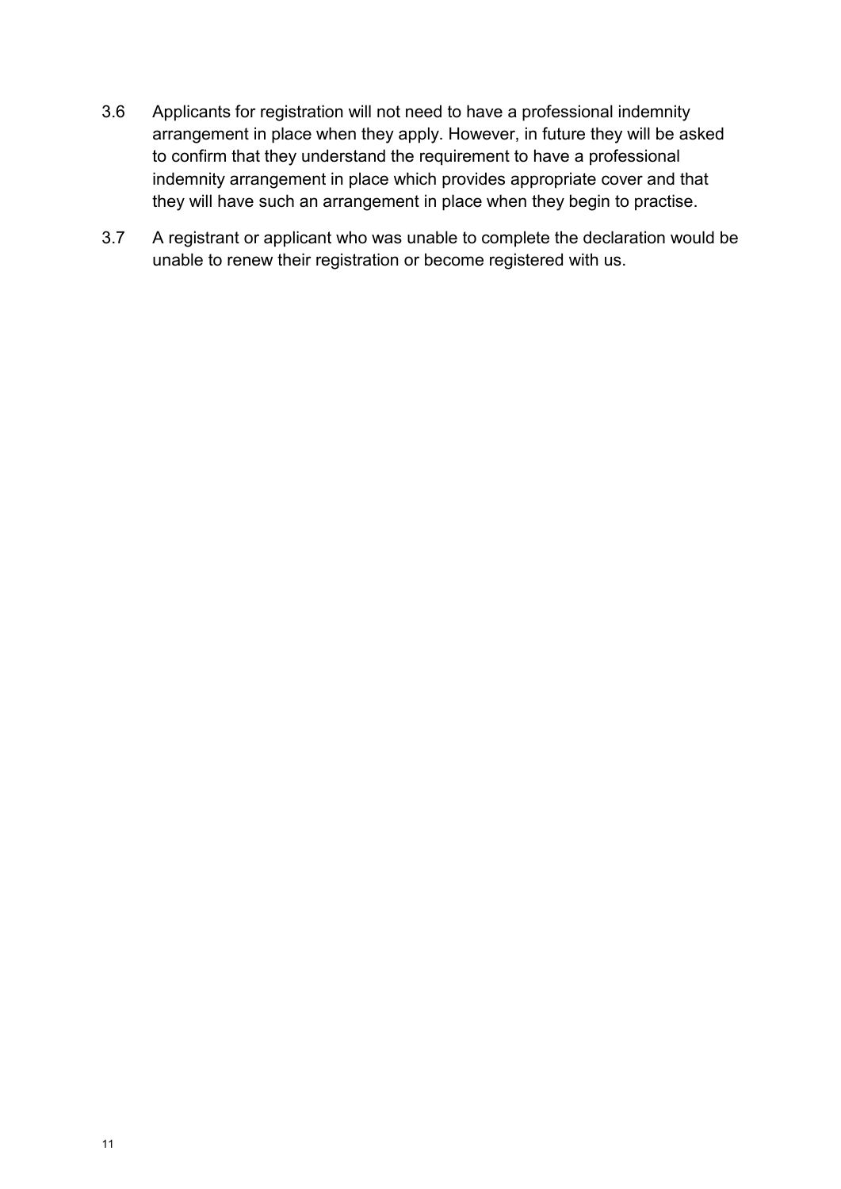3.6 Applicants for registration will not need to have a professional indemnity arrangement in place when they apply. However, in future they will be asked to confirm that they understand the requirement to have a professional indemnity arrangement in place which provides appropriate cover and that they will have such an arrangement in place when they begin to practise.

3.7 A registrant or applicant who was unable to complete the declaration would be unable to renew their registration or become registered with us.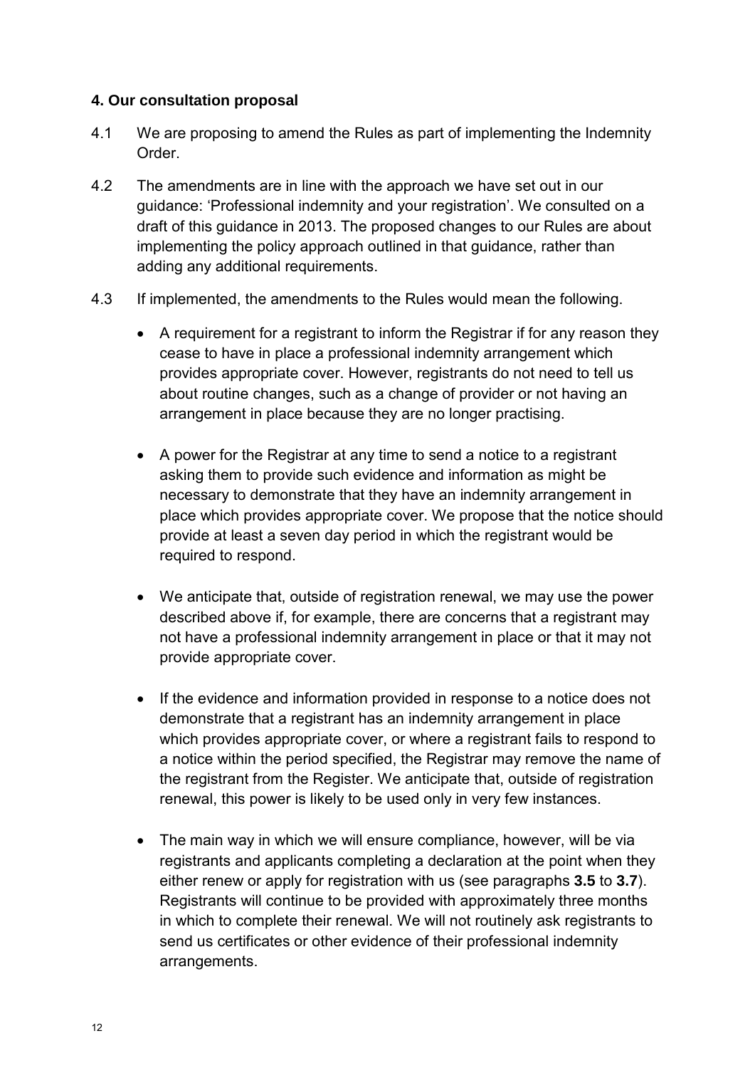**4. Our consultation proposal**

4.1 We are proposing to amend the Rules as part of implementing the Indemnity Order.

4.2 The amendments are in line with the approach we have set out in our guidance: 'Professional indemnity and your registration'. We consulted on a draft of this guidance in 2013. The proposed changes to our Rules are about implementing the policy approach outlined in that guidance, rather than adding any additional requirements.

4.3 If implemented, the amendments to the Rules would mean the following.

- A requirement for a registrant to inform the Registrar if for any reason they cease to have in place a professional indemnity arrangement which provides appropriate cover. However, registrants do not need to tell us about routine changes, such as a change of provider or not having an arrangement in place because they are no longer practising.

- A power for the Registrar at any time to send a notice to a registrant asking them to provide such evidence and information as might be necessary to demonstrate that they have an indemnity arrangement in place which provides appropriate cover. We propose that the notice should provide at least a seven day period in which the registrant would be required to respond.

- We anticipate that, outside of registration renewal, we may use the power described above if, for example, there are concerns that a registrant may not have a professional indemnity arrangement in place or that it may not provide appropriate cover.

- If the evidence and information provided in response to a notice does not demonstrate that a registrant has an indemnity arrangement in place which provides appropriate cover, or where a registrant fails to respond to a notice within the period specified, the Registrar may remove the name of the registrant from the Register. We anticipate that, outside of registration renewal, this power is likely to be used only in very few instances.

- The main way in which we will ensure compliance, however, will be via registrants and applicants completing a declaration at the point when they either renew or apply for registration with us (see paragraphs **3.5** to **3.7**). Registrants will continue to be provided with approximately three months in which to complete their renewal. We will not routinely ask registrants to send us certificates or other evidence of their professional indemnity arrangements.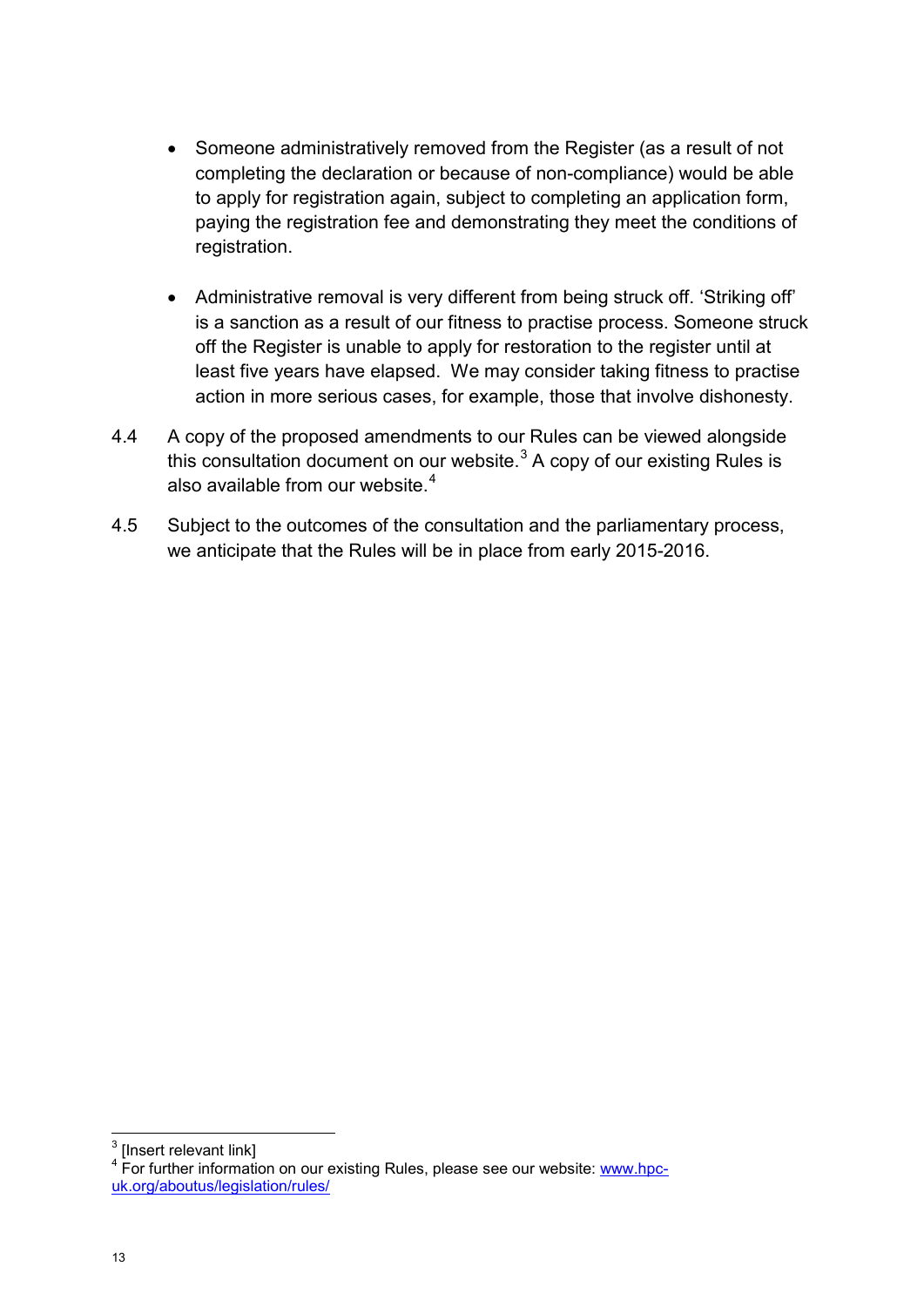- Someone administratively removed from the Register (as a result of not completing the declaration or because of non-compliance) would be able to apply for registration again, subject to completing an application form, paying the registration fee and demonstrating they meet the conditions of registration.

- Administrative removal is very different from being struck off. 'Striking off' is a sanction as a result of our fitness to practise process. Someone struck off the Register is unable to apply for restoration to the register until at least five years have elapsed. We may consider taking fitness to practise action in more serious cases, for example, those that involve dishonesty.

4.4 A copy of the proposed amendments to our Rules can be viewed alongside this consultation document on our website.[3] A copy of our existing Rules is also available from our website.[4]

4.5 Subject to the outcomes of the consultation and the parliamentary process, we anticipate that the Rules will be in place from early 2015-2016.

---

[3] [Insert relevant link]

[4] For further information on our existing Rules, please see our website: www.hpc-uk.org/aboutus/legislation/rules/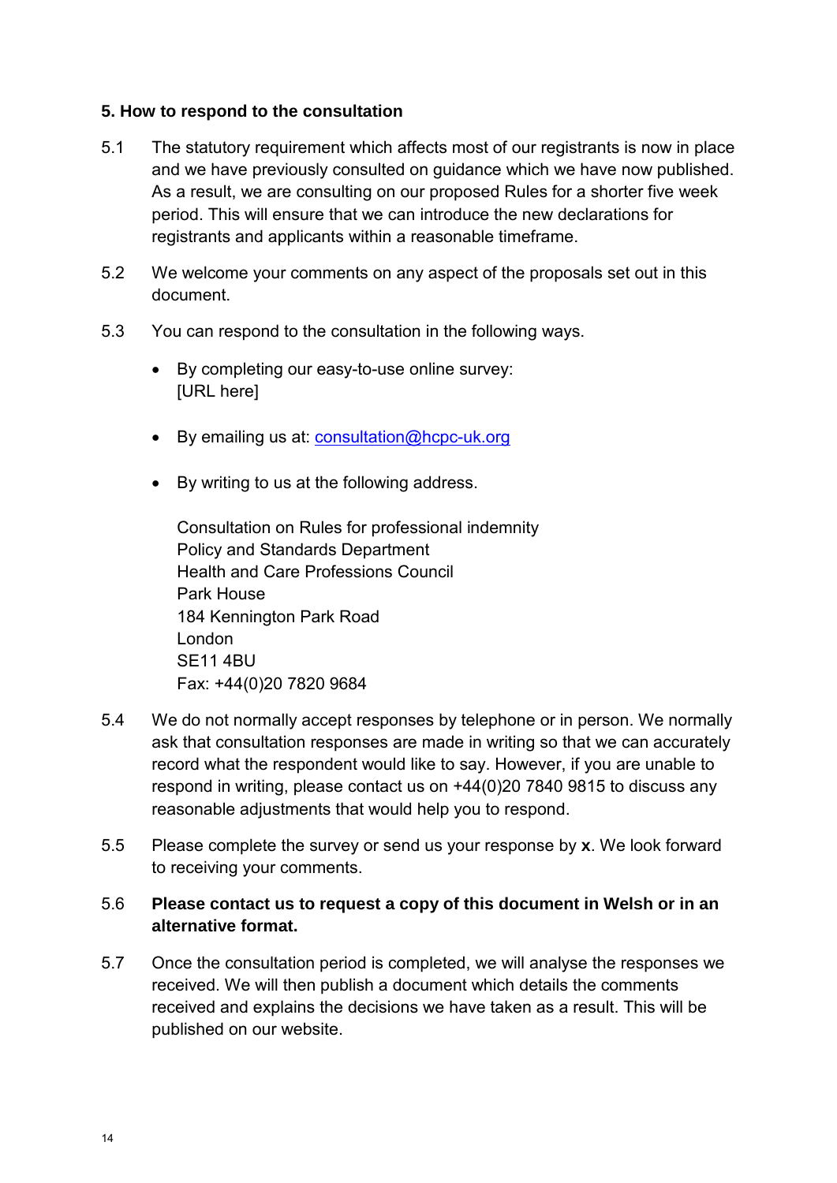## 5. How to respond to the consultation

5.1 The statutory requirement which affects most of our registrants is now in place and we have previously consulted on guidance which we have now published. As a result, we are consulting on our proposed Rules for a shorter five week period. This will ensure that we can introduce the new declarations for registrants and applicants within a reasonable timeframe.

5.2 We welcome your comments on any aspect of the proposals set out in this document.

5.3 You can respond to the consultation in the following ways.

- By completing our easy-to-use online survey: [URL here]
- By emailing us at: consultation@hcpc-uk.org
- By writing to us at the following address.

  Consultation on Rules for professional indemnity
  Policy and Standards Department
  Health and Care Professions Council
  Park House
  184 Kennington Park Road
  London
  SE11 4BU
  Fax: +44(0)20 7820 9684

5.4 We do not normally accept responses by telephone or in person. We normally ask that consultation responses are made in writing so that we can accurately record what the respondent would like to say. However, if you are unable to respond in writing, please contact us on +44(0)20 7840 9815 to discuss any reasonable adjustments that would help you to respond.

5.5 Please complete the survey or send us your response by **x**. We look forward to receiving your comments.

5.6 **Please contact us to request a copy of this document in Welsh or in an alternative format.**

5.7 Once the consultation period is completed, we will analyse the responses we received. We will then publish a document which details the comments received and explains the decisions we have taken as a result. This will be published on our website.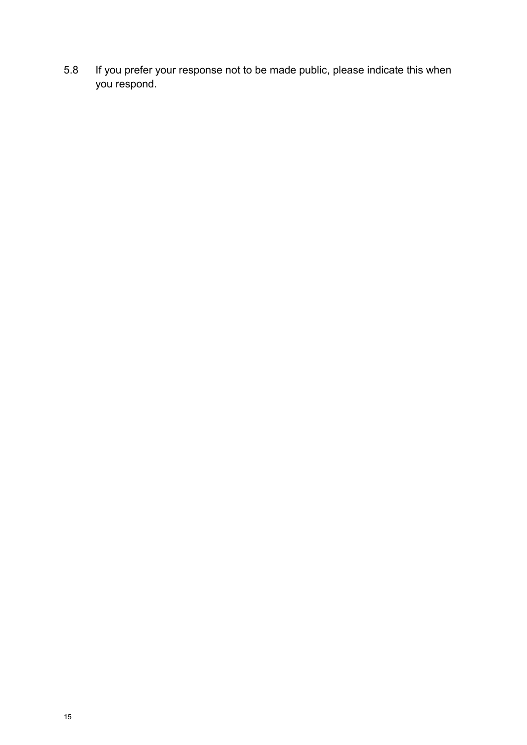5.8 If you prefer your response not to be made public, please indicate this when you respond.